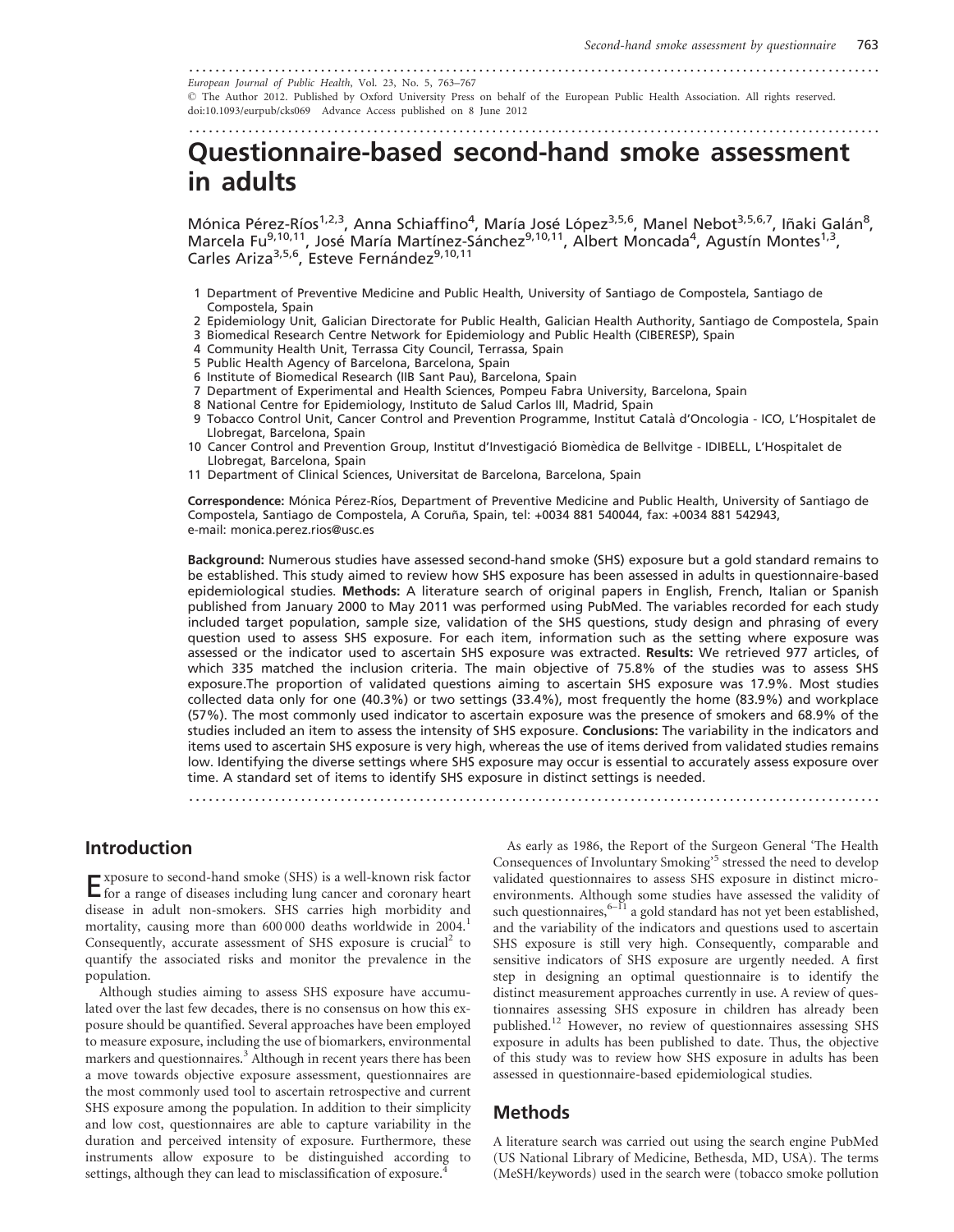European Journal of Public Health, Vol. 23, No. 5, 763–767

© The Author 2012. Published by Oxford University Press on behalf of the European Public Health Association. All rights reserved.
doi:10.1093/eurpub/cks069 Advance Access published on 8 June 2012

# Questionnaire-based second-hand smoke assessment in adults

Mónica Pérez-Ríos[1,2,3], Anna Schiaffino[4], María José López[3,5,6], Manel Nebot[3,5,6,7], Iñaki Galán[8], Marcela Fu[9,10,11], José María Martínez-Sánchez[9,10,11], Albert Moncada[4], Agustín Montes[1,3], Carles Ariza[3,5,6], Esteve Fernández[9,10,11]

1 Department of Preventive Medicine and Public Health, University of Santiago de Compostela, Santiago de Compostela, Spain
2 Epidemiology Unit, Galician Directorate for Public Health, Galician Health Authority, Santiago de Compostela, Spain
3 Biomedical Research Centre Network for Epidemiology and Public Health (CIBERESP), Spain
4 Community Health Unit, Terrassa City Council, Terrassa, Spain
5 Public Health Agency of Barcelona, Barcelona, Spain
6 Institute of Biomedical Research (IIB Sant Pau), Barcelona, Spain
7 Department of Experimental and Health Sciences, Pompeu Fabra University, Barcelona, Spain
8 National Centre for Epidemiology, Instituto de Salud Carlos III, Madrid, Spain
9 Tobacco Control Unit, Cancer Control and Prevention Programme, Institut Català d'Oncologia - ICO, L'Hospitalet de Llobregat, Barcelona, Spain
10 Cancer Control and Prevention Group, Institut d'Investigació Biomèdica de Bellvitge - IDIBELL, L'Hospitalet de Llobregat, Barcelona, Spain
11 Department of Clinical Sciences, Universitat de Barcelona, Barcelona, Spain

**Correspondence:** Mónica Pérez-Ríos, Department of Preventive Medicine and Public Health, University of Santiago de Compostela, Santiago de Compostela, A Coruña, Spain, tel: +0034 881 540044, fax: +0034 881 542943, e-mail: monica.perez.rios@usc.es

**Background:** Numerous studies have assessed second-hand smoke (SHS) exposure but a gold standard remains to be established. This study aimed to review how SHS exposure has been assessed in adults in questionnaire-based epidemiological studies. **Methods:** A literature search of original papers in English, French, Italian or Spanish published from January 2000 to May 2011 was performed using PubMed. The variables recorded for each study included target population, sample size, validation of the SHS questions, study design and phrasing of every question used to assess SHS exposure. For each item, information such as the setting where exposure was assessed or the indicator used to ascertain SHS exposure was extracted. **Results:** We retrieved 977 articles, of which 335 matched the inclusion criteria. The main objective of 75.8% of the studies was to assess SHS exposure.The proportion of validated questions aiming to ascertain SHS exposure was 17.9%. Most studies collected data only for one (40.3%) or two settings (33.4%), most frequently the home (83.9%) and workplace (57%). The most commonly used indicator to ascertain exposure was the presence of smokers and 68.9% of the studies included an item to assess the intensity of SHS exposure. **Conclusions:** The variability in the indicators and items used to ascertain SHS exposure is very high, whereas the use of items derived from validated studies remains low. Identifying the diverse settings where SHS exposure may occur is essential to accurately assess exposure over time. A standard set of items to identify SHS exposure in distinct settings is needed.

## Introduction

Exposure to second-hand smoke (SHS) is a well-known risk factor for a range of diseases including lung cancer and coronary heart disease in adult non-smokers. SHS carries high morbidity and mortality, causing more than 600 000 deaths worldwide in 2004.[1] Consequently, accurate assessment of SHS exposure is crucial[2] to quantify the associated risks and monitor the prevalence in the population.

Although studies aiming to assess SHS exposure have accumulated over the last few decades, there is no consensus on how this exposure should be quantified. Several approaches have been employed to measure exposure, including the use of biomarkers, environmental markers and questionnaires.[3] Although in recent years there has been a move towards objective exposure assessment, questionnaires are the most commonly used tool to ascertain retrospective and current SHS exposure among the population. In addition to their simplicity and low cost, questionnaires are able to capture variability in the duration and perceived intensity of exposure. Furthermore, these instruments allow exposure to be distinguished according to settings, although they can lead to misclassification of exposure.[4]

As early as 1986, the Report of the Surgeon General 'The Health Consequences of Involuntary Smoking'[5] stressed the need to develop validated questionnaires to assess SHS exposure in distinct micro-environments. Although some studies have assessed the validity of such questionnaires,[6–11] a gold standard has not yet been established, and the variability of the indicators and questions used to ascertain SHS exposure is still very high. Consequently, comparable and sensitive indicators of SHS exposure are urgently needed. A first step in designing an optimal questionnaire is to identify the distinct measurement approaches currently in use. A review of questionnaires assessing SHS exposure in children has already been published.[12] However, no review of questionnaires assessing SHS exposure in adults has been published to date. Thus, the objective of this study was to review how SHS exposure in adults has been assessed in questionnaire-based epidemiological studies.

## Methods

A literature search was carried out using the search engine PubMed (US National Library of Medicine, Bethesda, MD, USA). The terms (MeSH/keywords) used in the search were (tobacco smoke pollution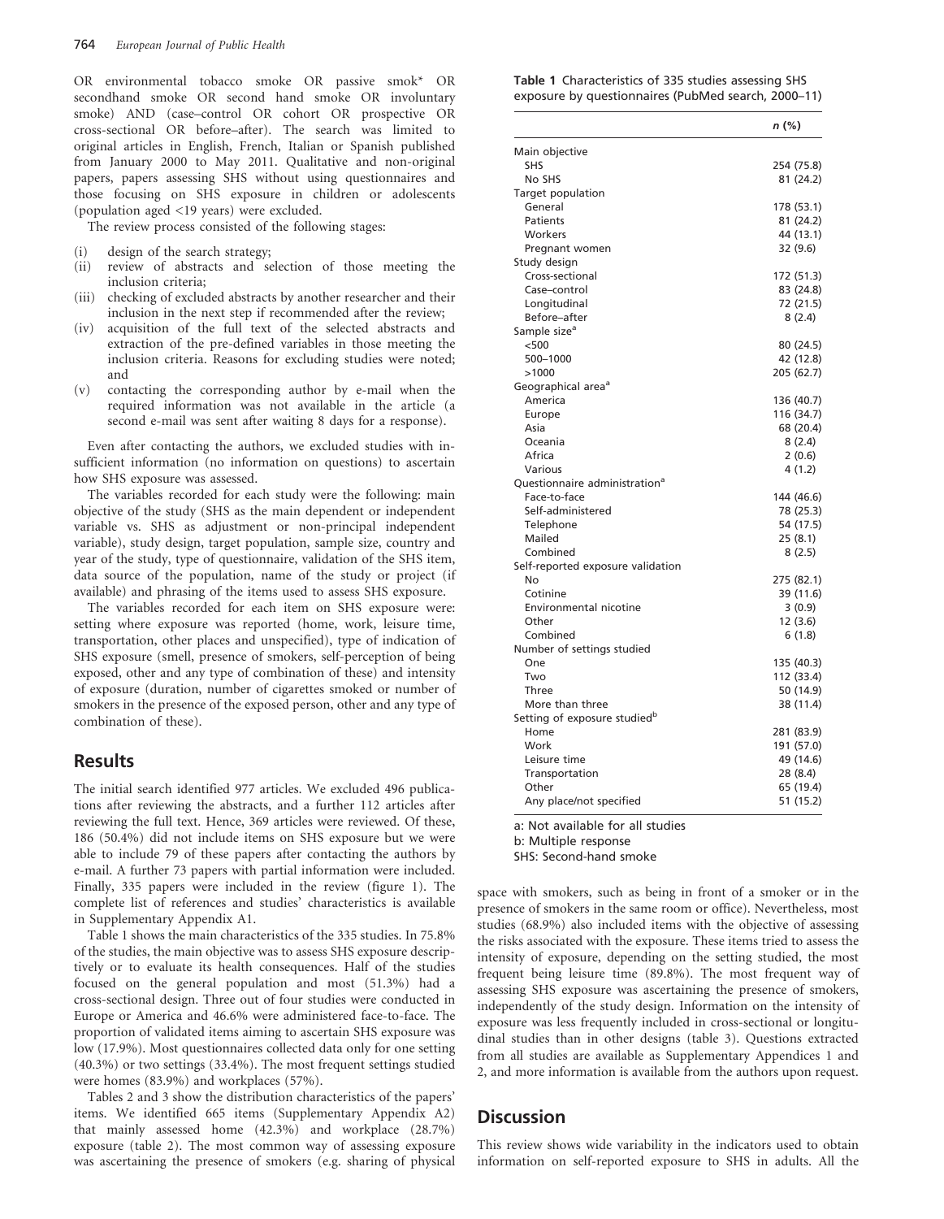OR environmental tobacco smoke OR passive smok* OR secondhand smoke OR second hand smoke OR involuntary smoke) AND (case–control OR cohort OR prospective OR cross-sectional OR before–after). The search was limited to original articles in English, French, Italian or Spanish published from January 2000 to May 2011. Qualitative and non-original papers, papers assessing SHS without using questionnaires and those focusing on SHS exposure in children or adolescents (population aged <19 years) were excluded.

The review process consisted of the following stages:

(i) design of the search strategy;
(ii) review of abstracts and selection of those meeting the inclusion criteria;
(iii) checking of excluded abstracts by another researcher and their inclusion in the next step if recommended after the review;
(iv) acquisition of the full text of the selected abstracts and extraction of the pre-defined variables in those meeting the inclusion criteria. Reasons for excluding studies were noted; and
(v) contacting the corresponding author by e-mail when the required information was not available in the article (a second e-mail was sent after waiting 8 days for a response).

Even after contacting the authors, we excluded studies with insufficient information (no information on questions) to ascertain how SHS exposure was assessed.

The variables recorded for each study were the following: main objective of the study (SHS as the main dependent or independent variable vs. SHS as adjustment or non-principal independent variable), study design, target population, sample size, country and year of the study, type of questionnaire, validation of the SHS item, data source of the population, name of the study or project (if available) and phrasing of the items used to assess SHS exposure.

The variables recorded for each item on SHS exposure were: setting where exposure was reported (home, work, leisure time, transportation, other places and unspecified), type of indication of SHS exposure (smell, presence of smokers, self-perception of being exposed, other and any type of combination of these) and intensity of exposure (duration, number of cigarettes smoked or number of smokers in the presence of the exposed person, other and any type of combination of these).

## Results

The initial search identified 977 articles. We excluded 496 publications after reviewing the abstracts, and a further 112 articles after reviewing the full text. Hence, 369 articles were reviewed. Of these, 186 (50.4%) did not include items on SHS exposure but we were able to include 79 of these papers after contacting the authors by e-mail. A further 73 papers with partial information were included. Finally, 335 papers were included in the review (figure 1). The complete list of references and studies' characteristics is available in Supplementary Appendix A1.

Table 1 shows the main characteristics of the 335 studies. In 75.8% of the studies, the main objective was to assess SHS exposure descriptively or to evaluate its health consequences. Half of the studies focused on the general population and most (51.3%) had a cross-sectional design. Three out of four studies were conducted in Europe or America and 46.6% were administered face-to-face. The proportion of validated items aiming to ascertain SHS exposure was low (17.9%). Most questionnaires collected data only for one setting (40.3%) or two settings (33.4%). The most frequent settings studied were homes (83.9%) and workplaces (57%).

Tables 2 and 3 show the distribution characteristics of the papers' items. We identified 665 items (Supplementary Appendix A2) that mainly assessed home (42.3%) and workplace (28.7%) exposure (table 2). The most common way of assessing exposure was ascertaining the presence of smokers (e.g. sharing of physical space with smokers, such as being in front of a smoker or in the presence of smokers in the same room or office). Nevertheless, most studies (68.9%) also included items with the objective of assessing the risks associated with the exposure. These items tried to assess the intensity of exposure, depending on the setting studied, the most frequent being leisure time (89.8%). The most frequent way of assessing SHS exposure was ascertaining the presence of smokers, independently of the study design. Information on the intensity of exposure was less frequently included in cross-sectional or longitudinal studies than in other designs (table 3). Questions extracted from all studies are available as Supplementary Appendices 1 and 2, and more information is available from the authors upon request.

**Table 1** Characteristics of 335 studies assessing SHS exposure by questionnaires (PubMed search, 2000–11)

| | *n* (%) |
|---|---|
| Main objective | |
| SHS | 254 (75.8) |
| No SHS | 81 (24.2) |
| Target population | |
| General | 178 (53.1) |
| Patients | 81 (24.2) |
| Workers | 44 (13.1) |
| Pregnant women | 32 (9.6) |
| Study design | |
| Cross-sectional | 172 (51.3) |
| Case–control | 83 (24.8) |
| Longitudinal | 72 (21.5) |
| Before–after | 8 (2.4) |
| Sample size[a] | |
| <500 | 80 (24.5) |
| 500–1000 | 42 (12.8) |
| >1000 | 205 (62.7) |
| Geographical area[a] | |
| America | 136 (40.7) |
| Europe | 116 (34.7) |
| Asia | 68 (20.4) |
| Oceania | 8 (2.4) |
| Africa | 2 (0.6) |
| Various | 4 (1.2) |
| Questionnaire administration[a] | |
| Face-to-face | 144 (46.6) |
| Self-administered | 78 (25.3) |
| Telephone | 54 (17.5) |
| Mailed | 25 (8.1) |
| Combined | 8 (2.5) |
| Self-reported exposure validation | |
| No | 275 (82.1) |
| Cotinine | 39 (11.6) |
| Environmental nicotine | 3 (0.9) |
| Other | 12 (3.6) |
| Combined | 6 (1.8) |
| Number of settings studied | |
| One | 135 (40.3) |
| Two | 112 (33.4) |
| Three | 50 (14.9) |
| More than three | 38 (11.4) |
| Setting of exposure studied[b] | |
| Home | 281 (83.9) |
| Work | 191 (57.0) |
| Leisure time | 49 (14.6) |
| Transportation | 28 (8.4) |
| Other | 65 (19.4) |
| Any place/not specified | 51 (15.2) |

a: Not available for all studies
b: Multiple response
SHS: Second-hand smoke

## Discussion

This review shows wide variability in the indicators used to obtain information on self-reported exposure to SHS in adults. All the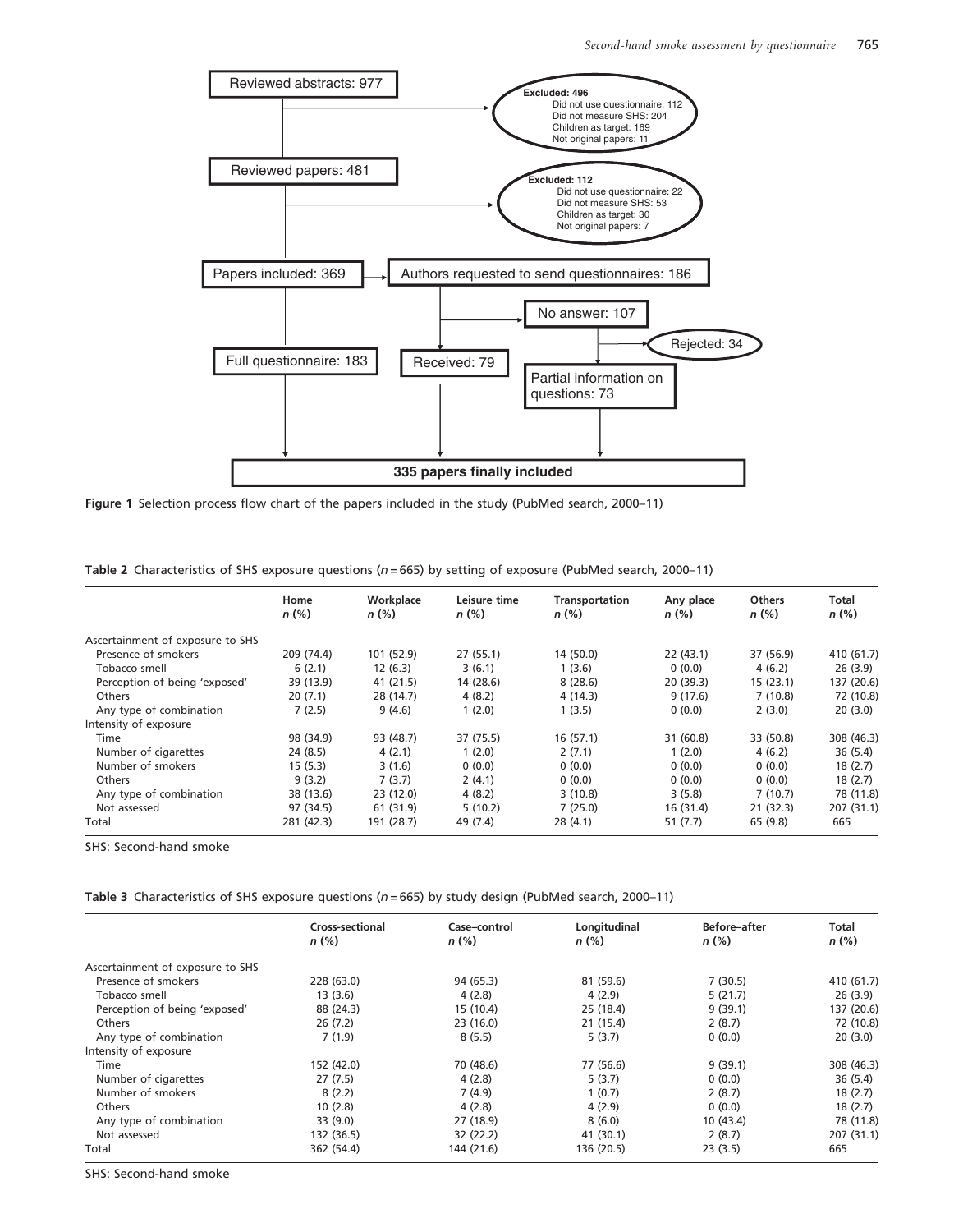Reviewed abstracts: 977

Excluded: 496
- Did not use questionnaire: 112
- Did not measure SHS: 204
- Children as target: 169
- Not original papers: 11

Reviewed papers: 481

Excluded: 112
- Did not use questionnaire: 22
- Did not measure SHS: 53
- Children as target: 30
- Not original papers: 7

Papers included: 369

Authors requested to send questionnaires: 186

No answer: 107

Rejected: 34

Full questionnaire: 183

Received: 79

Partial information on questions: 73

335 papers finally included

**Figure 1** Selection process flow chart of the papers included in the study (PubMed search, 2000–11)

**Table 2** Characteristics of SHS exposure questions ($n = 665$) by setting of exposure (PubMed search, 2000–11)

| | Home *n* (%) | Workplace *n* (%) | Leisure time *n* (%) | Transportation *n* (%) | Any place *n* (%) | Others *n* (%) | Total *n* (%) |
|---|---|---|---|---|---|---|---|
| Ascertainment of exposure to SHS | | | | | | | |
| Presence of smokers | 209 (74.4) | 101 (52.9) | 27 (55.1) | 14 (50.0) | 22 (43.1) | 37 (56.9) | 410 (61.7) |
| Tobacco smell | 6 (2.1) | 12 (6.3) | 3 (6.1) | 1 (3.6) | 0 (0.0) | 4 (6.2) | 26 (3.9) |
| Perception of being 'exposed' | 39 (13.9) | 41 (21.5) | 14 (28.6) | 8 (28.6) | 20 (39.3) | 15 (23.1) | 137 (20.6) |
| Others | 20 (7.1) | 28 (14.7) | 4 (8.2) | 4 (14.3) | 9 (17.6) | 7 (10.8) | 72 (10.8) |
| Any type of combination | 7 (2.5) | 9 (4.6) | 1 (2.0) | 1 (3.5) | 0 (0.0) | 2 (3.0) | 20 (3.0) |
| Intensity of exposure | | | | | | | |
| Time | 98 (34.9) | 93 (48.7) | 37 (75.5) | 16 (57.1) | 31 (60.8) | 33 (50.8) | 308 (46.3) |
| Number of cigarettes | 24 (8.5) | 4 (2.1) | 1 (2.0) | 2 (7.1) | 1 (2.0) | 4 (6.2) | 36 (5.4) |
| Number of smokers | 15 (5.3) | 3 (1.6) | 0 (0.0) | 0 (0.0) | 0 (0.0) | 0 (0.0) | 18 (2.7) |
| Others | 9 (3.2) | 7 (3.7) | 2 (4.1) | 0 (0.0) | 0 (0.0) | 0 (0.0) | 18 (2.7) |
| Any type of combination | 38 (13.6) | 23 (12.0) | 4 (8.2) | 3 (10.8) | 3 (5.8) | 7 (10.7) | 78 (11.8) |
| Not assessed | 97 (34.5) | 61 (31.9) | 5 (10.2) | 7 (25.0) | 16 (31.4) | 21 (32.3) | 207 (31.1) |
| Total | 281 (42.3) | 191 (28.7) | 49 (7.4) | 28 (4.1) | 51 (7.7) | 65 (9.8) | 665 |

SHS: Second-hand smoke

**Table 3** Characteristics of SHS exposure questions ($n = 665$) by study design (PubMed search, 2000–11)

| | Cross-sectional *n* (%) | Case–control *n* (%) | Longitudinal *n* (%) | Before–after *n* (%) | Total *n* (%) |
|---|---|---|---|---|---|
| Ascertainment of exposure to SHS | | | | | |
| Presence of smokers | 228 (63.0) | 94 (65.3) | 81 (59.6) | 7 (30.5) | 410 (61.7) |
| Tobacco smell | 13 (3.6) | 4 (2.8) | 4 (2.9) | 5 (21.7) | 26 (3.9) |
| Perception of being 'exposed' | 88 (24.3) | 15 (10.4) | 25 (18.4) | 9 (39.1) | 137 (20.6) |
| Others | 26 (7.2) | 23 (16.0) | 21 (15.4) | 2 (8.7) | 72 (10.8) |
| Any type of combination | 7 (1.9) | 8 (5.5) | 5 (3.7) | 0 (0.0) | 20 (3.0) |
| Intensity of exposure | | | | | |
| Time | 152 (42.0) | 70 (48.6) | 77 (56.6) | 9 (39.1) | 308 (46.3) |
| Number of cigarettes | 27 (7.5) | 4 (2.8) | 5 (3.7) | 0 (0.0) | 36 (5.4) |
| Number of smokers | 8 (2.2) | 7 (4.9) | 1 (0.7) | 2 (8.7) | 18 (2.7) |
| Others | 10 (2.8) | 4 (2.8) | 4 (2.9) | 0 (0.0) | 18 (2.7) |
| Any type of combination | 33 (9.0) | 27 (18.9) | 8 (6.0) | 10 (43.4) | 78 (11.8) |
| Not assessed | 132 (36.5) | 32 (22.2) | 41 (30.1) | 2 (8.7) | 207 (31.1) |
| Total | 362 (54.4) | 144 (21.6) | 136 (20.5) | 23 (3.5) | 665 |

SHS: Second-hand smoke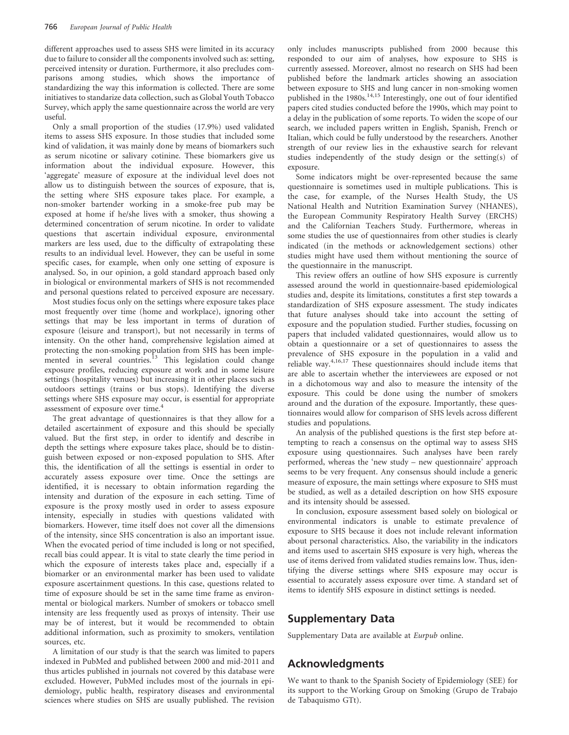different approaches used to assess SHS were limited in its accuracy due to failure to consider all the components involved such as: setting, perceived intensity or duration. Furthermore, it also precludes comparisons among studies, which shows the importance of standardizing the way this information is collected. There are some initiatives to standarize data collection, such as Global Youth Tobacco Survey, which apply the same questionnaire across the world are very useful.

Only a small proportion of the studies (17.9%) used validated items to assess SHS exposure. In those studies that included some kind of validation, it was mainly done by means of biomarkers such as serum nicotine or salivary cotinine. These biomarkers give us information about the individual exposure. However, this 'aggregate' measure of exposure at the individual level does not allow us to distinguish between the sources of exposure, that is, the setting where SHS exposure takes place. For example, a non-smoker bartender working in a smoke-free pub may be exposed at home if he/she lives with a smoker, thus showing a determined concentration of serum nicotine. In order to validate questions that ascertain individual exposure, environmental markers are less used, due to the difficulty of extrapolating these results to an individual level. However, they can be useful in some specific cases, for example, when only one setting of exposure is analysed. So, in our opinion, a gold standard approach based only in biological or environmental markers of SHS is not recommended and personal questions related to perceived exposure are necessary.

Most studies focus only on the settings where exposure takes place most frequently over time (home and workplace), ignoring other settings that may be less important in terms of duration of exposure (leisure and transport), but not necessarily in terms of intensity. On the other hand, comprehensive legislation aimed at protecting the non-smoking population from SHS has been implemented in several countries.[13] This legislation could change exposure profiles, reducing exposure at work and in some leisure settings (hospitality venues) but increasing it in other places such as outdoors settings (trains or bus stops). Identifying the diverse settings where SHS exposure may occur, is essential for appropriate assessment of exposure over time.[4]

The great advantage of questionnaires is that they allow for a detailed ascertainment of exposure and this should be specially valued. But the first step, in order to identify and describe in depth the settings where exposure takes place, should be to distinguish between exposed or non-exposed population to SHS. After this, the identification of all the settings is essential in order to accurately assess exposure over time. Once the settings are identified, it is necessary to obtain information regarding the intensity and duration of the exposure in each setting. Time of exposure is the proxy mostly used in order to assess exposure intensity, especially in studies with questions validated with biomarkers. However, time itself does not cover all the dimensions of the intensity, since SHS concentration is also an important issue. When the evocated period of time included is long or not specified, recall bias could appear. It is vital to state clearly the time period in which the exposure of interests takes place and, especially if a biomarker or an environmental marker has been used to validate exposure ascertainment questions. In this case, questions related to time of exposure should be set in the same time frame as environmental or biological markers. Number of smokers or tobacco smell intensity are less frequently used as proxys of intensity. Their use may be of interest, but it would be recommended to obtain additional information, such as proximity to smokers, ventilation sources, etc.

A limitation of our study is that the search was limited to papers indexed in PubMed and published between 2000 and mid-2011 and thus articles published in journals not covered by this database were excluded. However, PubMed includes most of the journals in epidemiology, public health, respiratory diseases and environmental sciences where studies on SHS are usually published. The revision only includes manuscripts published from 2000 because this responded to our aim of analyses, how exposure to SHS is currently assessed. Moreover, almost no research on SHS had been published before the landmark articles showing an association between exposure to SHS and lung cancer in non-smoking women published in the 1980s.[14,15] Interestingly, one out of four identified papers cited studies conducted before the 1990s, which may point to a delay in the publication of some reports. To widen the scope of our search, we included papers written in English, Spanish, French or Italian, which could be fully understood by the researchers. Another strength of our review lies in the exhaustive search for relevant studies independently of the study design or the setting(s) of exposure.

Some indicators might be over-represented because the same questionnaire is sometimes used in multiple publications. This is the case, for example, of the Nurses Health Study, the US National Health and Nutrition Examination Survey (NHANES), the European Community Respiratory Health Survey (ERCHS) and the Californian Teachers Study. Furthermore, whereas in some studies the use of questionnaires from other studies is clearly indicated (in the methods or acknowledgement sections) other studies might have used them without mentioning the source of the questionnaire in the manuscript.

This review offers an outline of how SHS exposure is currently assessed around the world in questionnaire-based epidemiological studies and, despite its limitations, constitutes a first step towards a standardization of SHS exposure assessment. The study indicates that future analyses should take into account the setting of exposure and the population studied. Further studies, focussing on papers that included validated questionnaires, would allow us to obtain a questionnaire or a set of questionnaires to assess the prevalence of SHS exposure in the population in a valid and reliable way.[4,16,17] These questionnaires should include items that are able to ascertain whether the interviewees are exposed or not in a dichotomous way and also to measure the intensity of the exposure. This could be done using the number of smokers around and the duration of the exposure. Importantly, these questionnaires would allow for comparison of SHS levels across different studies and populations.

An analysis of the published questions is the first step before attempting to reach a consensus on the optimal way to assess SHS exposure using questionnaires. Such analyses have been rarely performed, whereas the 'new study – new questionnaire' approach seems to be very frequent. Any consensus should include a generic measure of exposure, the main settings where exposure to SHS must be studied, as well as a detailed description on how SHS exposure and its intensity should be assessed.

In conclusion, exposure assessment based solely on biological or environmental indicators is unable to estimate prevalence of exposure to SHS because it does not include relevant information about personal characteristics. Also, the variability in the indicators and items used to ascertain SHS exposure is very high, whereas the use of items derived from validated studies remains low. Thus, identifying the diverse settings where SHS exposure may occur is essential to accurately assess exposure over time. A standard set of items to identify SHS exposure in distinct settings is needed.

## Supplementary Data

Supplementary Data are available at *Eurpub* online.

## Acknowledgments

We want to thank to the Spanish Society of Epidemiology (SEE) for its support to the Working Group on Smoking (Grupo de Trabajo de Tabaquismo GTt).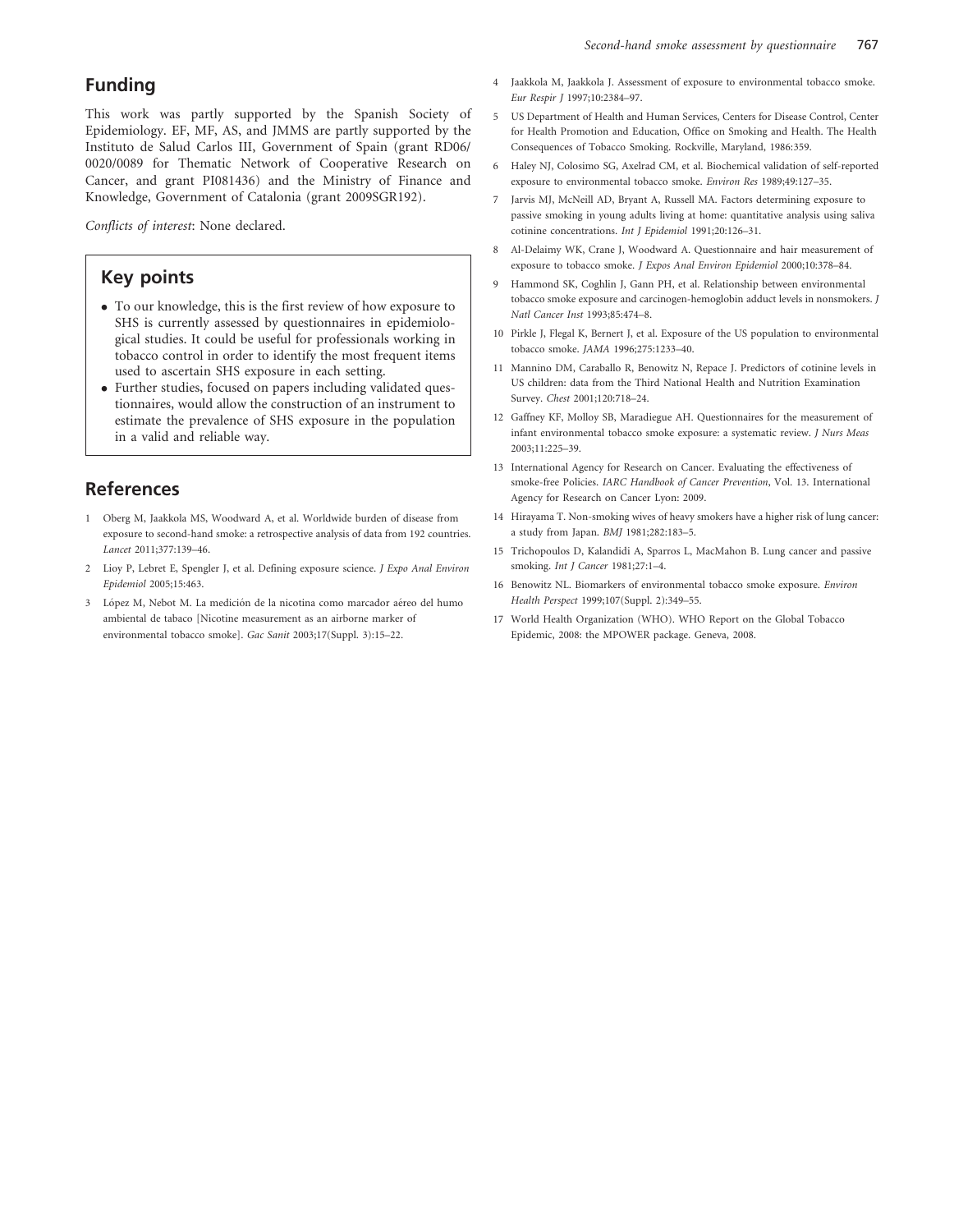## Funding

This work was partly supported by the Spanish Society of Epidemiology. EF, MF, AS, and JMMS are partly supported by the Instituto de Salud Carlos III, Government of Spain (grant RD06/0020/0089 for Thematic Network of Cooperative Research on Cancer, and grant PI081436) and the Ministry of Finance and Knowledge, Government of Catalonia (grant 2009SGR192).

*Conflicts of interest*: None declared.

## Key points

- To our knowledge, this is the first review of how exposure to SHS is currently assessed by questionnaires in epidemiological studies. It could be useful for professionals working in tobacco control in order to identify the most frequent items used to ascertain SHS exposure in each setting.
- Further studies, focused on papers including validated questionnaires, would allow the construction of an instrument to estimate the prevalence of SHS exposure in the population in a valid and reliable way.

## References

1. Oberg M, Jaakkola MS, Woodward A, et al. Worldwide burden of disease from exposure to second-hand smoke: a retrospective analysis of data from 192 countries. *Lancet* 2011;377:139–46.
2. Lioy P, Lebret E, Spengler J, et al. Defining exposure science. *J Expo Anal Environ Epidemiol* 2005;15:463.
3. López M, Nebot M. La medición de la nicotina como marcador aéreo del humo ambiental de tabaco [Nicotine measurement as an airborne marker of environmental tobacco smoke]. *Gac Sanit* 2003;17(Suppl. 3):15–22.
4. Jaakkola M, Jaakkola J. Assessment of exposure to environmental tobacco smoke. *Eur Respir J* 1997;10:2384–97.
5. US Department of Health and Human Services, Centers for Disease Control, Center for Health Promotion and Education, Office on Smoking and Health. The Health Consequences of Tobacco Smoking. Rockville, Maryland, 1986:359.
6. Haley NJ, Colosimo SG, Axelrad CM, et al. Biochemical validation of self-reported exposure to environmental tobacco smoke. *Environ Res* 1989;49:127–35.
7. Jarvis MJ, McNeill AD, Bryant A, Russell MA. Factors determining exposure to passive smoking in young adults living at home: quantitative analysis using saliva cotinine concentrations. *Int J Epidemiol* 1991;20:126–31.
8. Al-Delaimy WK, Crane J, Woodward A. Questionnaire and hair measurement of exposure to tobacco smoke. *J Expos Anal Environ Epidemiol* 2000;10:378–84.
9. Hammond SK, Coghlin J, Gann PH, et al. Relationship between environmental tobacco smoke exposure and carcinogen-hemoglobin adduct levels in nonsmokers. *J Natl Cancer Inst* 1993;85:474–8.
10. Pirkle J, Flegal K, Bernert J, et al. Exposure of the US population to environmental tobacco smoke. *JAMA* 1996;275:1233–40.
11. Mannino DM, Caraballo R, Benowitz N, Repace J. Predictors of cotinine levels in US children: data from the Third National Health and Nutrition Examination Survey. *Chest* 2001;120:718–24.
12. Gaffney KF, Molloy SB, Maradiegue AH. Questionnaires for the measurement of infant environmental tobacco smoke exposure: a systematic review. *J Nurs Meas* 2003;11:225–39.
13. International Agency for Research on Cancer. Evaluating the effectiveness of smoke-free Policies. *IARC Handbook of Cancer Prevention*, Vol. 13. International Agency for Research on Cancer Lyon: 2009.
14. Hirayama T. Non-smoking wives of heavy smokers have a higher risk of lung cancer: a study from Japan. *BMJ* 1981;282:183–5.
15. Trichopoulos D, Kalandidi A, Sparros L, MacMahon B. Lung cancer and passive smoking. *Int J Cancer* 1981;27:1–4.
16. Benowitz NL. Biomarkers of environmental tobacco smoke exposure. *Environ Health Perspect* 1999;107(Suppl. 2):349–55.
17. World Health Organization (WHO). WHO Report on the Global Tobacco Epidemic, 2008: the MPOWER package. Geneva, 2008.